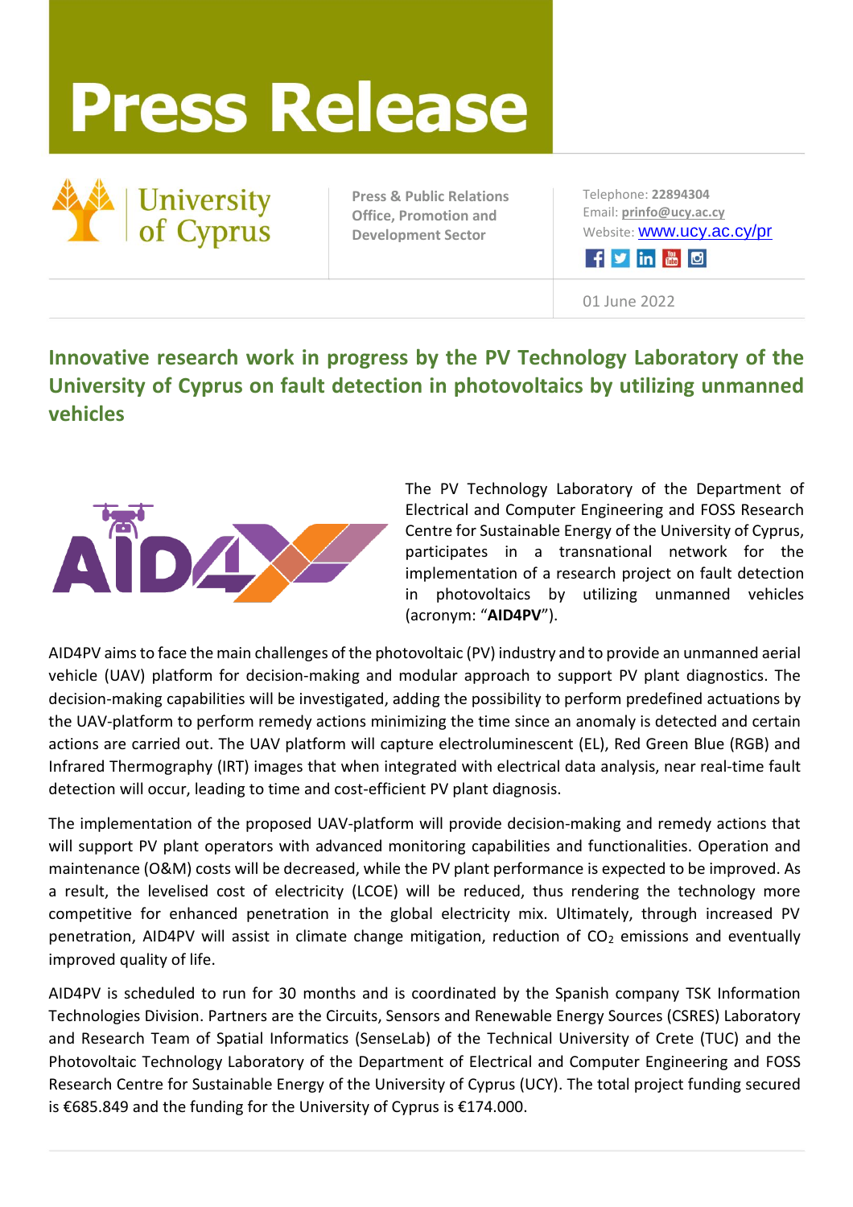# Press Release

University of Cyprus

Press & Public Relations Office, Promotion and Development Sector

Telephone: **22894304**
Email: **prinfo@ucy.ac.cy**
Website: www.ucy.ac.cy/pr

01 June 2022

## Innovative research work in progress by the PV Technology Laboratory of the University of Cyprus on fault detection in photovoltaics by utilizing unmanned vehicles

The PV Technology Laboratory of the Department of Electrical and Computer Engineering and FOSS Research Centre for Sustainable Energy of the University of Cyprus, participates in a transnational network for the implementation of a research project on fault detection in photovoltaics by utilizing unmanned vehicles (acronym: "**AID4PV**").

AID4PV aims to face the main challenges of the photovoltaic (PV) industry and to provide an unmanned aerial vehicle (UAV) platform for decision-making and modular approach to support PV plant diagnostics. The decision-making capabilities will be investigated, adding the possibility to perform predefined actuations by the UAV-platform to perform remedy actions minimizing the time since an anomaly is detected and certain actions are carried out. The UAV platform will capture electroluminescent (EL), Red Green Blue (RGB) and Infrared Thermography (IRT) images that when integrated with electrical data analysis, near real-time fault detection will occur, leading to time and cost-efficient PV plant diagnosis.

The implementation of the proposed UAV-platform will provide decision-making and remedy actions that will support PV plant operators with advanced monitoring capabilities and functionalities. Operation and maintenance (O&M) costs will be decreased, while the PV plant performance is expected to be improved. As a result, the levelised cost of electricity (LCOE) will be reduced, thus rendering the technology more competitive for enhanced penetration in the global electricity mix. Ultimately, through increased PV penetration, AID4PV will assist in climate change mitigation, reduction of $CO_2$ emissions and eventually improved quality of life.

AID4PV is scheduled to run for 30 months and is coordinated by the Spanish company TSK Information Technologies Division. Partners are the Circuits, Sensors and Renewable Energy Sources (CSRES) Laboratory and Research Team of Spatial Informatics (SenseLab) of the Technical University of Crete (TUC) and the Photovoltaic Technology Laboratory of the Department of Electrical and Computer Engineering and FOSS Research Centre for Sustainable Energy of the University of Cyprus (UCY). The total project funding secured is €685.849 and the funding for the University of Cyprus is €174.000.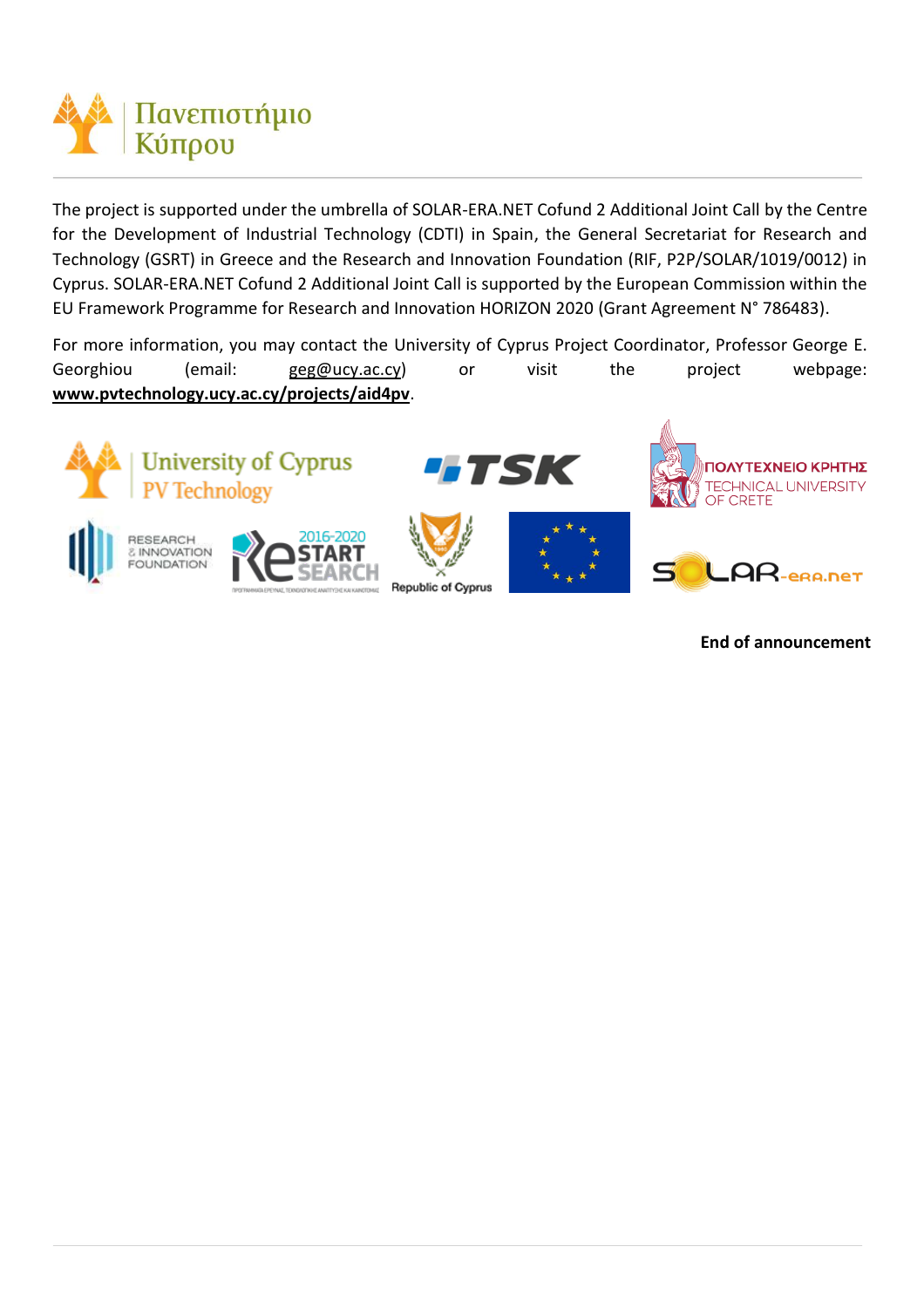The project is supported under the umbrella of SOLAR-ERA.NET Cofund 2 Additional Joint Call by the Centre for the Development of Industrial Technology (CDTI) in Spain, the General Secretariat for Research and Technology (GSRT) in Greece and the Research and Innovation Foundation (RIF, P2P/SOLAR/1019/0012) in Cyprus. SOLAR-ERA.NET Cofund 2 Additional Joint Call is supported by the European Commission within the EU Framework Programme for Research and Innovation HORIZON 2020 (Grant Agreement N° 786483).

For more information, you may contact the University of Cyprus Project Coordinator, Professor George E. Georghiou (email: geg@ucy.ac.cy) or visit the project webpage: **www.pvtechnology.ucy.ac.cy/projects/aid4pv**.

**End of announcement**